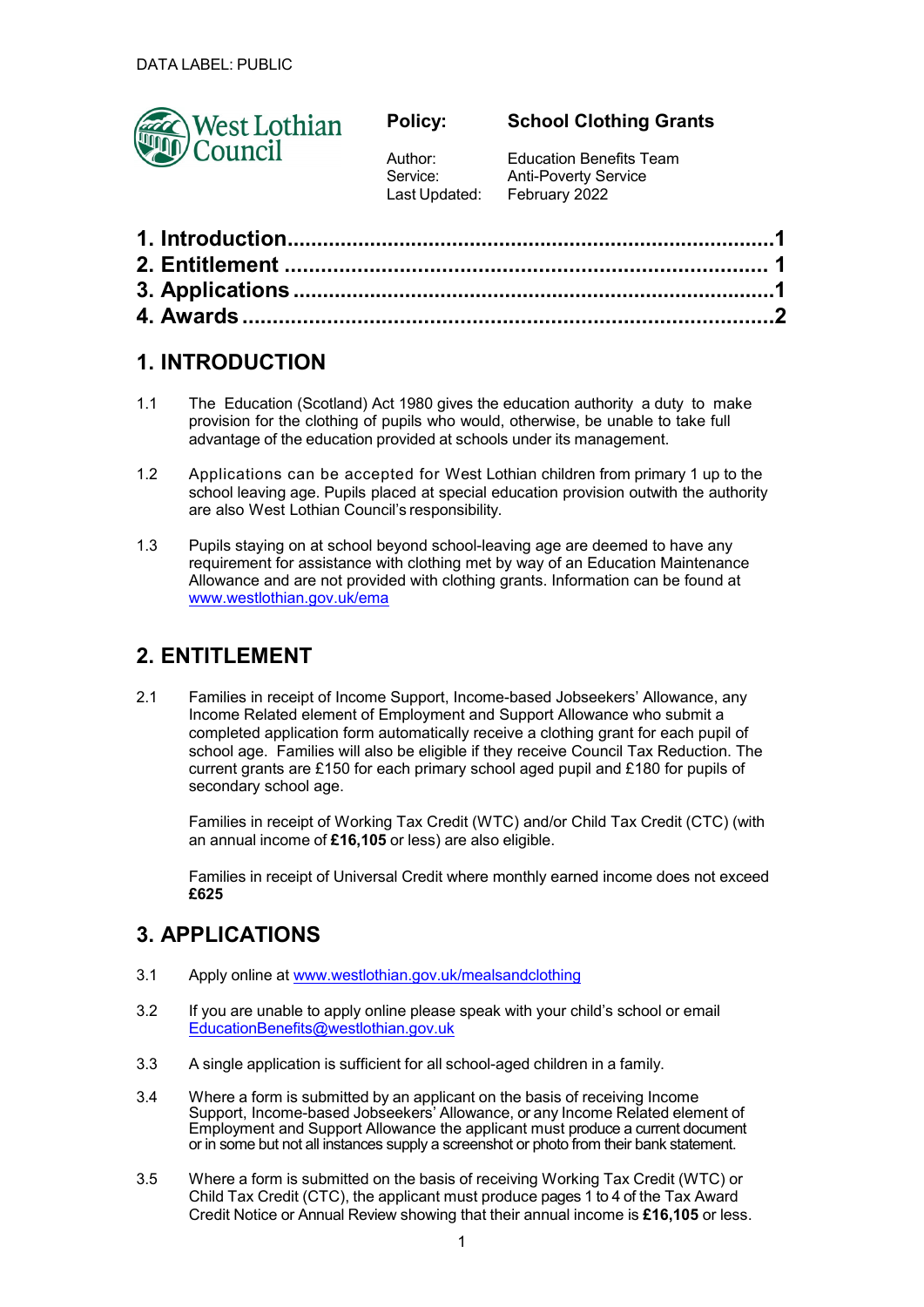DATA LABEL: PUBLIC

West Lothian Council

| | |
|---|---|
| **Policy:** | **School Clothing Grants** |
| Author: | Education Benefits Team |
| Service: | Anti-Poverty Service |
| Last Updated: | February 2022 |

**1. Introduction ........ 1**
**2. Entitlement ........ 1**
**3. Applications ........ 1**
**4. Awards ........ 2**

## 1. INTRODUCTION

1.1 The Education (Scotland) Act 1980 gives the education authority a duty to make provision for the clothing of pupils who would, otherwise, be unable to take full advantage of the education provided at schools under its management.

1.2 Applications can be accepted for West Lothian children from primary 1 up to the school leaving age. Pupils placed at special education provision outwith the authority are also West Lothian Council's responsibility.

1.3 Pupils staying on at school beyond school-leaving age are deemed to have any requirement for assistance with clothing met by way of an Education Maintenance Allowance and are not provided with clothing grants. Information can be found at www.westlothian.gov.uk/ema

## 2. ENTITLEMENT

2.1 Families in receipt of Income Support, Income-based Jobseekers' Allowance, any Income Related element of Employment and Support Allowance who submit a completed application form automatically receive a clothing grant for each pupil of school age. Families will also be eligible if they receive Council Tax Reduction. The current grants are £150 for each primary school aged pupil and £180 for pupils of secondary school age.

Families in receipt of Working Tax Credit (WTC) and/or Child Tax Credit (CTC) (with an annual income of **£16,105** or less) are also eligible.

Families in receipt of Universal Credit where monthly earned income does not exceed **£625**

## 3. APPLICATIONS

3.1 Apply online at www.westlothian.gov.uk/mealsandclothing

3.2 If you are unable to apply online please speak with your child's school or email EducationBenefits@westlothian.gov.uk

3.3 A single application is sufficient for all school-aged children in a family.

3.4 Where a form is submitted by an applicant on the basis of receiving Income Support, Income-based Jobseekers' Allowance, or any Income Related element of Employment and Support Allowance the applicant must produce a current document or in some but not all instances supply a screenshot or photo from their bank statement.

3.5 Where a form is submitted on the basis of receiving Working Tax Credit (WTC) or Child Tax Credit (CTC), the applicant must produce pages 1 to 4 of the Tax Award Credit Notice or Annual Review showing that their annual income is **£16,105** or less.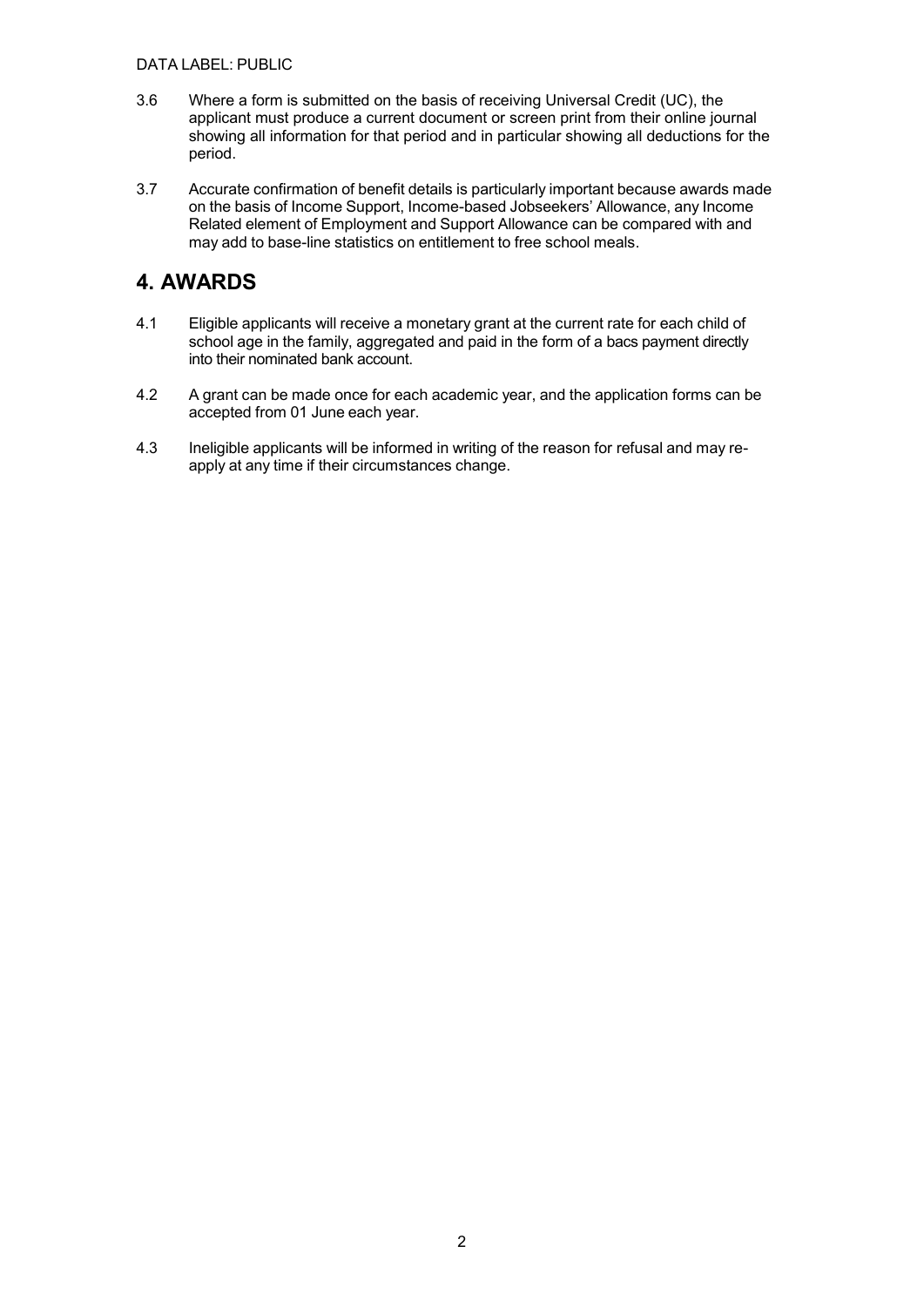3.6 Where a form is submitted on the basis of receiving Universal Credit (UC), the applicant must produce a current document or screen print from their online journal showing all information for that period and in particular showing all deductions for the period.

3.7 Accurate confirmation of benefit details is particularly important because awards made on the basis of Income Support, Income-based Jobseekers' Allowance, any Income Related element of Employment and Support Allowance can be compared with and may add to base-line statistics on entitlement to free school meals.

## 4. AWARDS

4.1 Eligible applicants will receive a monetary grant at the current rate for each child of school age in the family, aggregated and paid in the form of a bacs payment directly into their nominated bank account.

4.2 A grant can be made once for each academic year, and the application forms can be accepted from 01 June each year.

4.3 Ineligible applicants will be informed in writing of the reason for refusal and may re-apply at any time if their circumstances change.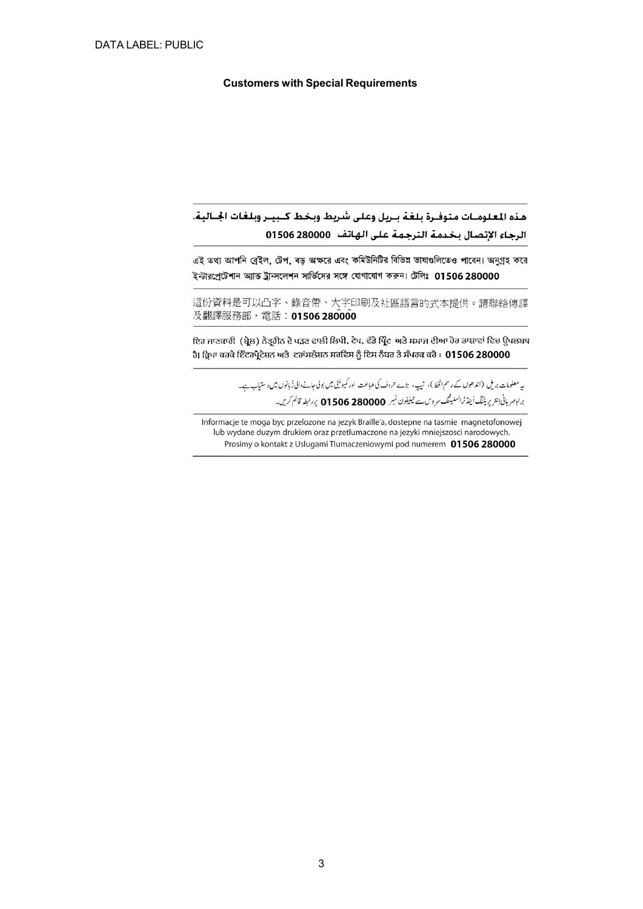DATA LABEL: PUBLIC

**Customers with Special Requirements**

هذه المعلومات متوفرة بلغة بريل وعلى شريط وبخط كبير وبلغات الجالية.
الرجاء الإتصال بخدمة الترجمة على الهاتف 01506 280000

এই তথ্য আপনি ব্রেইল, টেপ, বড় অক্ষরে এবং কমিউনিটির বিভিন্ন ভাষাগুলিতেও পাবেন। অনুগ্রহ করে ইন্টারপ্রেটেশন অ্যান্ড ট্রান্সলেশন সার্ভিসের সঙ্গে যোগাযোগ করুন। টেলিঃ **01506 280000**

這份資料是可以凸字、錄音帶、大字印刷及社區語言的式本提供。請聯絡傳譯及翻譯服務部，電話：**01506 280000**

ਇਹ ਜਾਣਕਾਰੀ (ਬ੍ਰੇਲ) ਨੇਤ੍ਰਹੀਨ ਦੇ ਪੜਣ ਵਾਲੀ ਲਿਪੀ, ਟੇਪ, ਵੱਡੇ ਪ੍ਰਿੰਟ ਅਤੇ ਸਮਾਜ ਦੀਆ ਹੋਰ ਭਾਸ਼ਾਵਾਂ ਵਿਚ ਉਪਲਬਧ ਹੈ। ਕ੍ਰਿਪਾ ਕਰਕੇ ਇੰਟਰਪ੍ਰੈਟੇਸ਼ਨ ਅਤੇ ਟਰਾਂਸਲੇਸ਼ਨ ਸਰਵਿਸ ਨੂੰ ਇਸ ਨੰਬਰ ਤੇ ਸੰਪਰਕ ਕਰੋ : **01506 280000**

یہ معلومات بریل (اندھوں کے رسم الخط)، ٹیپ، بڑے حروف کی طباعت اور کمیونٹی میں بولی جانے والی زبانوں میں دستیاب ہے۔
براہ مہربانی انٹرپریٹنگ اینڈ ٹرانسلیٹنگ سروس سے ٹیلیفون نمبر **01506 280000** پر رابطہ قائم کریں۔

Informacje te moga byc przelozone na jezyk Braille'a, dostepne na tasmie magnetofonowej lub wydane duzym drukiem oraz przetlumaczone na jezyki mniejszosci narodowych.
Prosimy o kontakt z Uslugami Tlumaczeniowymi pod numerem **01506 280000**